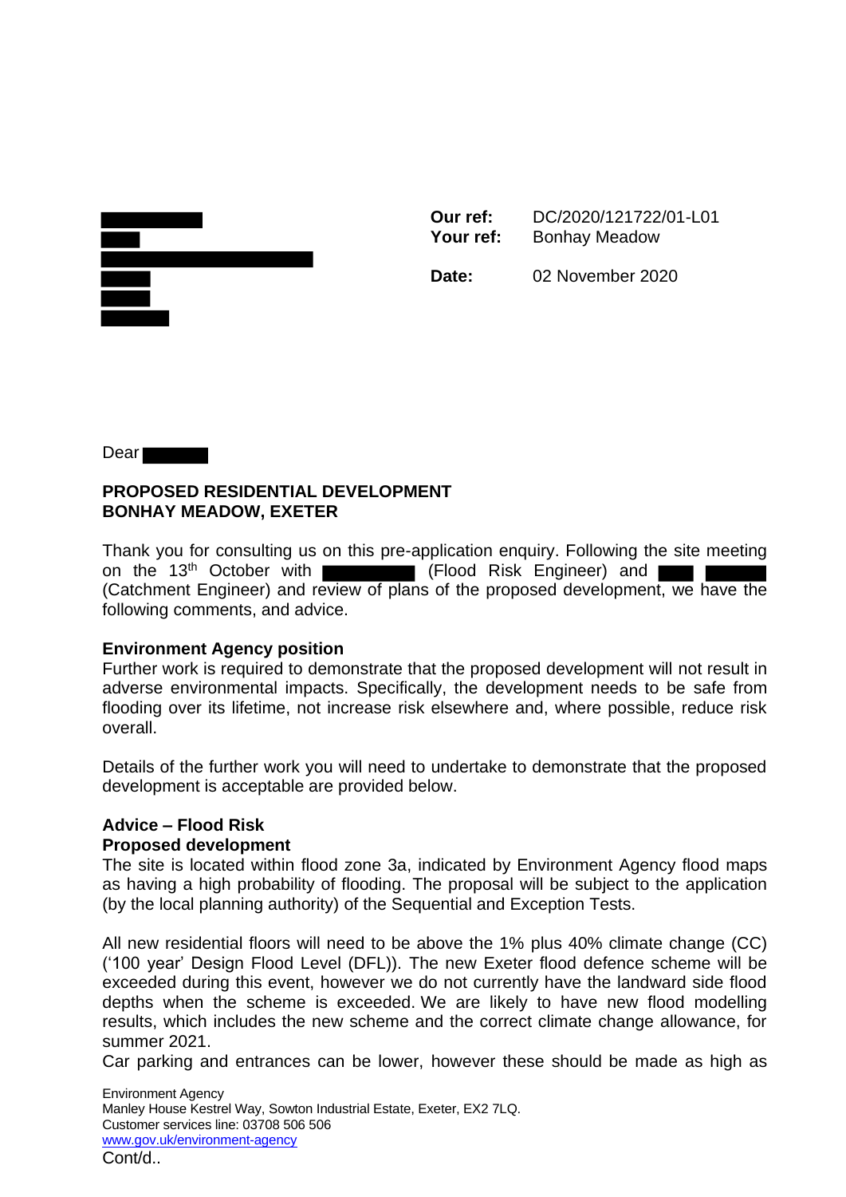**Our ref:** DC/2020/121722/01-L01
**Your ref:** Bonhay Meadow

**Date:** 02 November 2020

Dear

**PROPOSED RESIDENTIAL DEVELOPMENT**
**BONHAY MEADOW, EXETER**

Thank you for consulting us on this pre-application enquiry. Following the site meeting on the 13th October with (Flood Risk Engineer) and (Catchment Engineer) and review of plans of the proposed development, we have the following comments, and advice.

**Environment Agency position**
Further work is required to demonstrate that the proposed development will not result in adverse environmental impacts. Specifically, the development needs to be safe from flooding over its lifetime, not increase risk elsewhere and, where possible, reduce risk overall.

Details of the further work you will need to undertake to demonstrate that the proposed development is acceptable are provided below.

**Advice – Flood Risk**
**Proposed development**
The site is located within flood zone 3a, indicated by Environment Agency flood maps as having a high probability of flooding. The proposal will be subject to the application (by the local planning authority) of the Sequential and Exception Tests.

All new residential floors will need to be above the 1% plus 40% climate change (CC) ('100 year' Design Flood Level (DFL)). The new Exeter flood defence scheme will be exceeded during this event, however we do not currently have the landward side flood depths when the scheme is exceeded. We are likely to have new flood modelling results, which includes the new scheme and the correct climate change allowance, for summer 2021.
Car parking and entrances can be lower, however these should be made as high as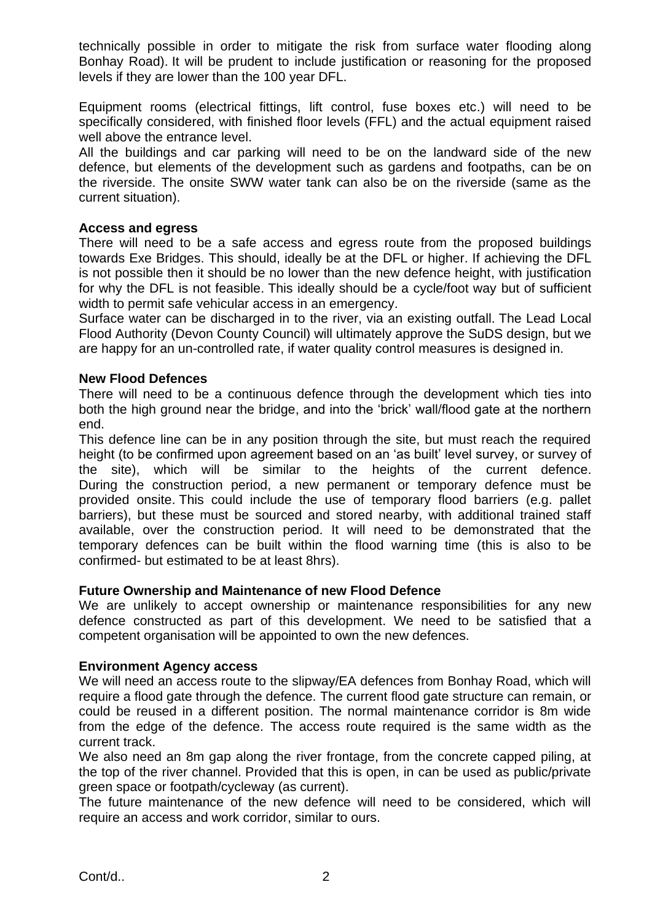technically possible in order to mitigate the risk from surface water flooding along Bonhay Road). It will be prudent to include justification or reasoning for the proposed levels if they are lower than the 100 year DFL.

Equipment rooms (electrical fittings, lift control, fuse boxes etc.) will need to be specifically considered, with finished floor levels (FFL) and the actual equipment raised well above the entrance level.

All the buildings and car parking will need to be on the landward side of the new defence, but elements of the development such as gardens and footpaths, can be on the riverside. The onsite SWW water tank can also be on the riverside (same as the current situation).

**Access and egress**

There will need to be a safe access and egress route from the proposed buildings towards Exe Bridges. This should, ideally be at the DFL or higher. If achieving the DFL is not possible then it should be no lower than the new defence height, with justification for why the DFL is not feasible. This ideally should be a cycle/foot way but of sufficient width to permit safe vehicular access in an emergency.

Surface water can be discharged in to the river, via an existing outfall. The Lead Local Flood Authority (Devon County Council) will ultimately approve the SuDS design, but we are happy for an un-controlled rate, if water quality control measures is designed in.

**New Flood Defences**

There will need to be a continuous defence through the development which ties into both the high ground near the bridge, and into the 'brick' wall/flood gate at the northern end.

This defence line can be in any position through the site, but must reach the required height (to be confirmed upon agreement based on an 'as built' level survey, or survey of the site), which will be similar to the heights of the current defence. During the construction period, a new permanent or temporary defence must be provided onsite. This could include the use of temporary flood barriers (e.g. pallet barriers), but these must be sourced and stored nearby, with additional trained staff available, over the construction period. It will need to be demonstrated that the temporary defences can be built within the flood warning time (this is also to be confirmed- but estimated to be at least 8hrs).

**Future Ownership and Maintenance of new Flood Defence**

We are unlikely to accept ownership or maintenance responsibilities for any new defence constructed as part of this development. We need to be satisfied that a competent organisation will be appointed to own the new defences.

**Environment Agency access**

We will need an access route to the slipway/EA defences from Bonhay Road, which will require a flood gate through the defence. The current flood gate structure can remain, or could be reused in a different position. The normal maintenance corridor is 8m wide from the edge of the defence. The access route required is the same width as the current track.

We also need an 8m gap along the river frontage, from the concrete capped piling, at the top of the river channel. Provided that this is open, in can be used as public/private green space or footpath/cycleway (as current).

The future maintenance of the new defence will need to be considered, which will require an access and work corridor, similar to ours.

Cont/d..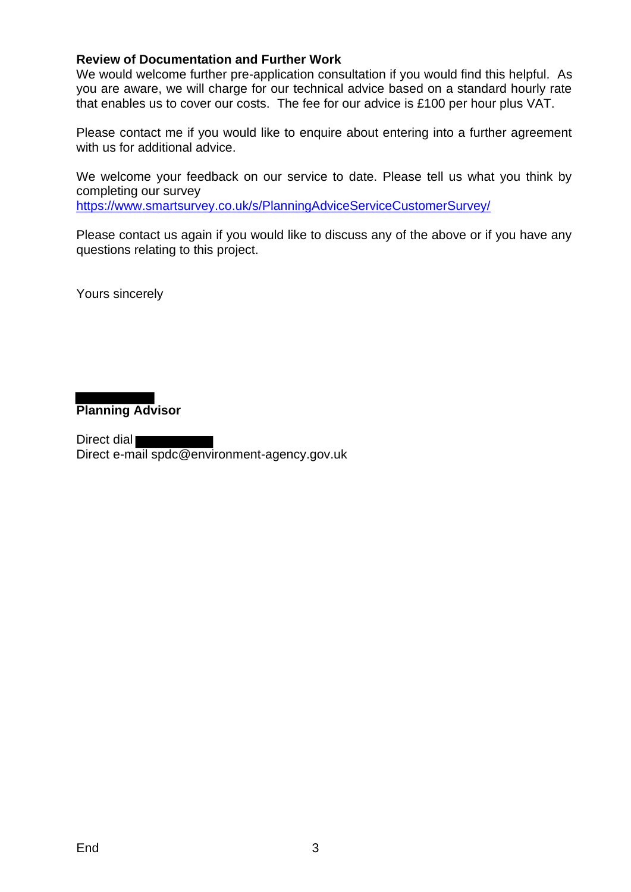**Review of Documentation and Further Work**

We would welcome further pre-application consultation if you would find this helpful. As you are aware, we will charge for our technical advice based on a standard hourly rate that enables us to cover our costs. The fee for our advice is £100 per hour plus VAT.

Please contact me if you would like to enquire about entering into a further agreement with us for additional advice.

We welcome your feedback on our service to date. Please tell us what you think by completing our survey
https://www.smartsurvey.co.uk/s/PlanningAdviceServiceCustomerSurvey/

Please contact us again if you would like to discuss any of the above or if you have any questions relating to this project.

Yours sincerely

**Planning Advisor**

Direct dial
Direct e-mail spdc@environment-agency.gov.uk

End